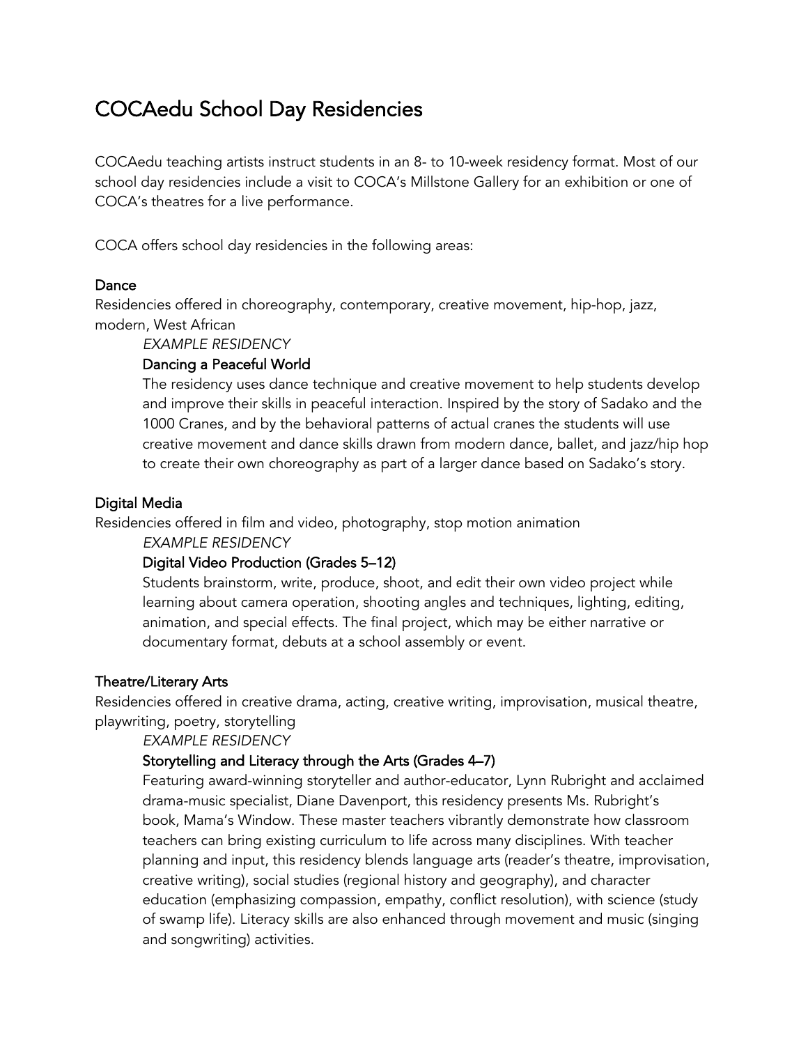# COCAedu School Day Residencies

COCAedu teaching artists instruct students in an 8- to 10-week residency format. Most of our school day residencies include a visit to COCA's Millstone Gallery for an exhibition or one of COCA's theatres for a live performance.

COCA offers school day residencies in the following areas:

## Dance

Residencies offered in choreography, contemporary, creative movement, hip-hop, jazz, modern, West African

*EXAMPLE RESIDENCY*

### Dancing a Peaceful World

The residency uses dance technique and creative movement to help students develop and improve their skills in peaceful interaction. Inspired by the story of Sadako and the 1000 Cranes, and by the behavioral patterns of actual cranes the students will use creative movement and dance skills drawn from modern dance, ballet, and jazz/hip hop to create their own choreography as part of a larger dance based on Sadako's story.

## Digital Media

Residencies offered in film and video, photography, stop motion animation

*EXAMPLE RESIDENCY*

### Digital Video Production (Grades 5–12)

Students brainstorm, write, produce, shoot, and edit their own video project while learning about camera operation, shooting angles and techniques, lighting, editing, animation, and special effects. The final project, which may be either narrative or documentary format, debuts at a school assembly or event.

## Theatre/Literary Arts

Residencies offered in creative drama, acting, creative writing, improvisation, musical theatre, playwriting, poetry, storytelling

*EXAMPLE RESIDENCY*

### Storytelling and Literacy through the Arts (Grades 4–7)

Featuring award-winning storyteller and author-educator, Lynn Rubright and acclaimed drama-music specialist, Diane Davenport, this residency presents Ms. Rubright's book, Mama's Window. These master teachers vibrantly demonstrate how classroom teachers can bring existing curriculum to life across many disciplines. With teacher planning and input, this residency blends language arts (reader's theatre, improvisation, creative writing), social studies (regional history and geography), and character education (emphasizing compassion, empathy, conflict resolution), with science (study of swamp life). Literacy skills are also enhanced through movement and music (singing and songwriting) activities.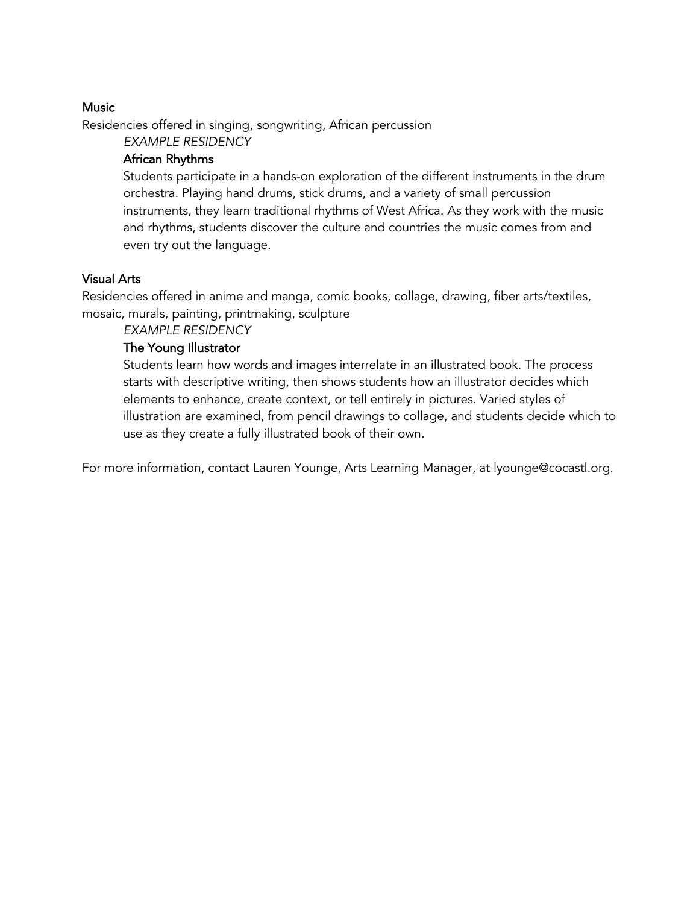## Music

Residencies offered in singing, songwriting, African percussion

*EXAMPLE RESIDENCY*

### African Rhythms

Students participate in a hands-on exploration of the different instruments in the drum orchestra. Playing hand drums, stick drums, and a variety of small percussion instruments, they learn traditional rhythms of West Africa. As they work with the music and rhythms, students discover the culture and countries the music comes from and even try out the language.

## Visual Arts

Residencies offered in anime and manga, comic books, collage, drawing, fiber arts/textiles, mosaic, murals, painting, printmaking, sculpture

*EXAMPLE RESIDENCY*

### The Young Illustrator

Students learn how words and images interrelate in an illustrated book. The process starts with descriptive writing, then shows students how an illustrator decides which elements to enhance, create context, or tell entirely in pictures. Varied styles of illustration are examined, from pencil drawings to collage, and students decide which to use as they create a fully illustrated book of their own.

For more information, contact Lauren Younge, Arts Learning Manager, at lyounge@cocastl.org.